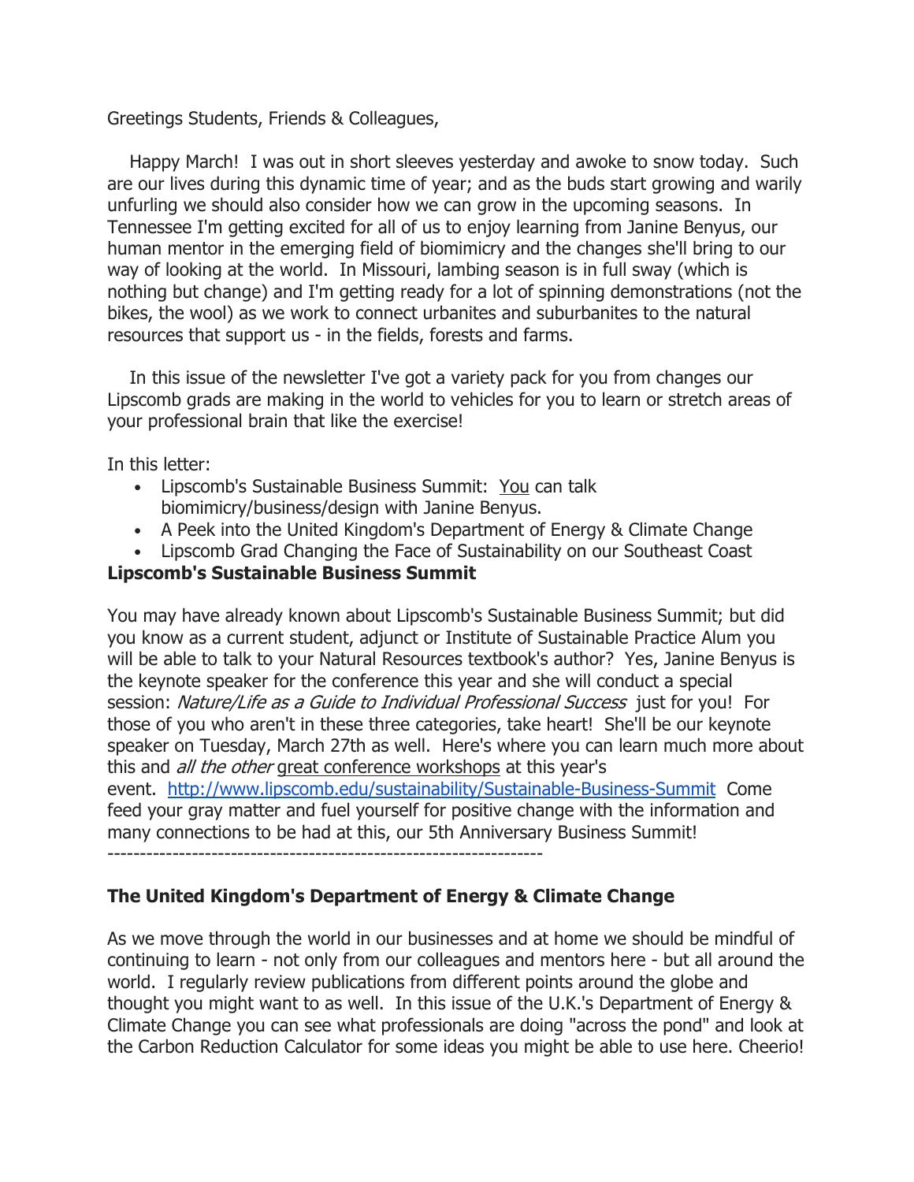Greetings Students, Friends & Colleagues,

Happy March! I was out in short sleeves yesterday and awoke to snow today. Such are our lives during this dynamic time of year; and as the buds start growing and warily unfurling we should also consider how we can grow in the upcoming seasons. In Tennessee I'm getting excited for all of us to enjoy learning from Janine Benyus, our human mentor in the emerging field of biomimicry and the changes she'll bring to our way of looking at the world. In Missouri, lambing season is in full sway (which is nothing but change) and I'm getting ready for a lot of spinning demonstrations (not the bikes, the wool) as we work to connect urbanites and suburbanites to the natural resources that support us - in the fields, forests and farms.

In this issue of the newsletter I've got a variety pack for you from changes our Lipscomb grads are making in the world to vehicles for you to learn or stretch areas of your professional brain that like the exercise!

In this letter:

- Lipscomb's Sustainable Business Summit: You can talk biomimicry/business/design with Janine Benyus.
- A Peek into the United Kingdom's Department of Energy & Climate Change
- Lipscomb Grad Changing the Face of Sustainability on our Southeast Coast

**Lipscomb's Sustainable Business Summit**

You may have already known about Lipscomb's Sustainable Business Summit; but did you know as a current student, adjunct or Institute of Sustainable Practice Alum you will be able to talk to your Natural Resources textbook's author? Yes, Janine Benyus is the keynote speaker for the conference this year and she will conduct a special session: *Nature/Life as a Guide to Individual Professional Success* just for you! For those of you who aren't in these three categories, take heart! She'll be our keynote speaker on Tuesday, March 27th as well. Here's where you can learn much more about this and *all the other* great conference workshops at this year's event. http://www.lipscomb.edu/sustainability/Sustainable-Business-Summit Come feed your gray matter and fuel yourself for positive change with the information and many connections to be had at this, our 5th Anniversary Business Summit!

-------------------------------------------------------------------

**The United Kingdom's Department of Energy & Climate Change**

As we move through the world in our businesses and at home we should be mindful of continuing to learn - not only from our colleagues and mentors here - but all around the world. I regularly review publications from different points around the globe and thought you might want to as well. In this issue of the U.K.'s Department of Energy & Climate Change you can see what professionals are doing "across the pond" and look at the Carbon Reduction Calculator for some ideas you might be able to use here. Cheerio!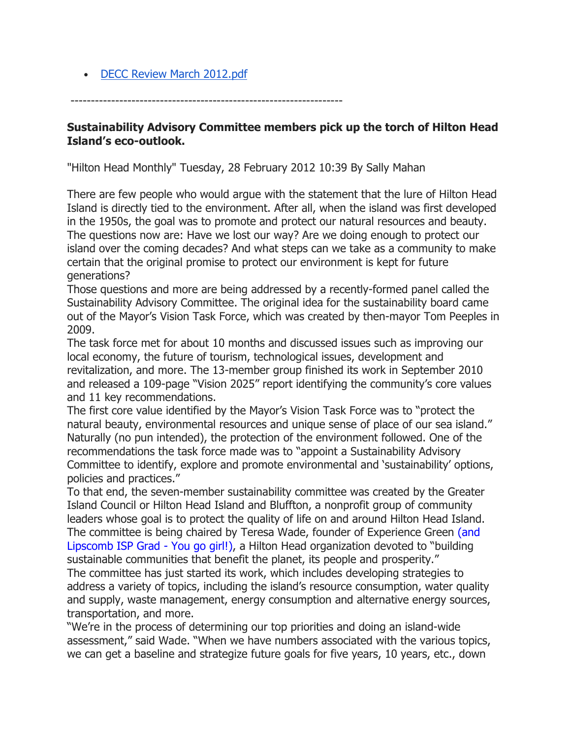- [DECC Review March 2012.pdf]()

-------------------------------------------------------------------

**Sustainability Advisory Committee members pick up the torch of Hilton Head Island's eco-outlook.**

"Hilton Head Monthly" Tuesday, 28 February 2012 10:39 By Sally Mahan

There are few people who would argue with the statement that the lure of Hilton Head Island is directly tied to the environment. After all, when the island was first developed in the 1950s, the goal was to promote and protect our natural resources and beauty. The questions now are: Have we lost our way? Are we doing enough to protect our island over the coming decades? And what steps can we take as a community to make certain that the original promise to protect our environment is kept for future generations?

Those questions and more are being addressed by a recently-formed panel called the Sustainability Advisory Committee. The original idea for the sustainability board came out of the Mayor's Vision Task Force, which was created by then-mayor Tom Peeples in 2009.

The task force met for about 10 months and discussed issues such as improving our local economy, the future of tourism, technological issues, development and revitalization, and more. The 13-member group finished its work in September 2010 and released a 109-page "Vision 2025" report identifying the community's core values and 11 key recommendations.

The first core value identified by the Mayor's Vision Task Force was to "protect the natural beauty, environmental resources and unique sense of place of our sea island." Naturally (no pun intended), the protection of the environment followed. One of the recommendations the task force made was to "appoint a Sustainability Advisory Committee to identify, explore and promote environmental and 'sustainability' options, policies and practices."

To that end, the seven-member sustainability committee was created by the Greater Island Council or Hilton Head Island and Bluffton, a nonprofit group of community leaders whose goal is to protect the quality of life on and around Hilton Head Island. The committee is being chaired by Teresa Wade, founder of Experience Green (and Lipscomb ISP Grad - You go girl!), a Hilton Head organization devoted to "building sustainable communities that benefit the planet, its people and prosperity."

The committee has just started its work, which includes developing strategies to address a variety of topics, including the island's resource consumption, water quality and supply, waste management, energy consumption and alternative energy sources, transportation, and more.

"We're in the process of determining our top priorities and doing an island-wide assessment," said Wade. "When we have numbers associated with the various topics, we can get a baseline and strategize future goals for five years, 10 years, etc., down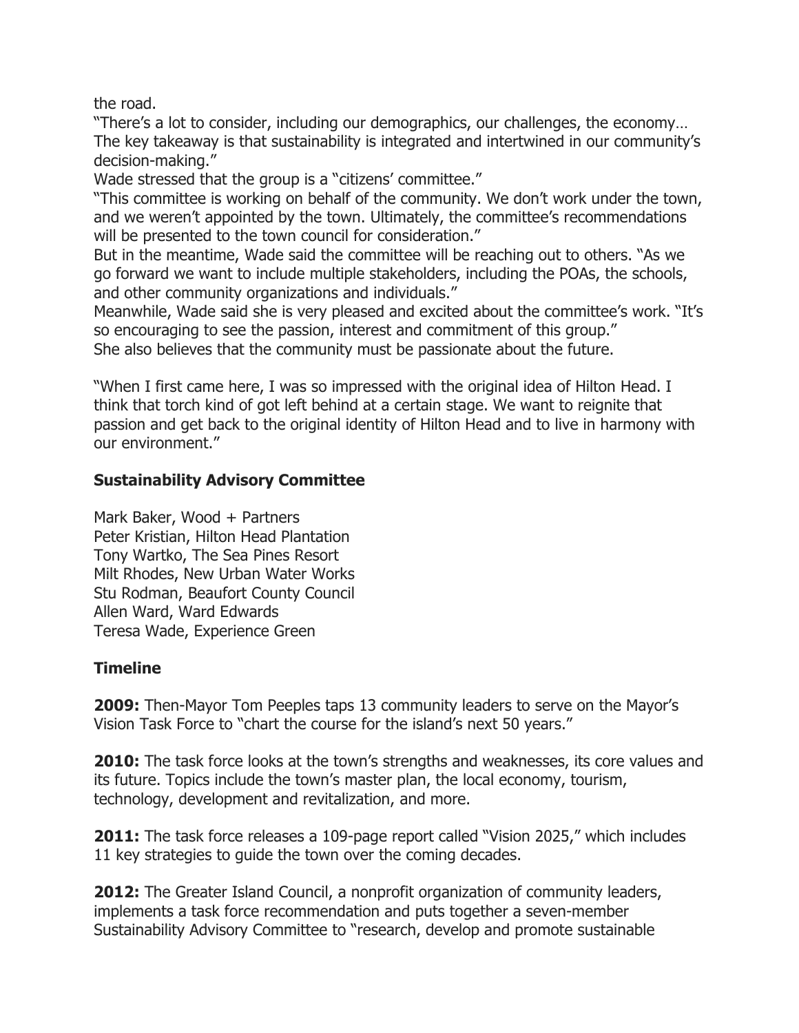the road.

"There's a lot to consider, including our demographics, our challenges, the economy… The key takeaway is that sustainability is integrated and intertwined in our community's decision-making."

Wade stressed that the group is a "citizens' committee."

"This committee is working on behalf of the community. We don't work under the town, and we weren't appointed by the town. Ultimately, the committee's recommendations will be presented to the town council for consideration."

But in the meantime, Wade said the committee will be reaching out to others. "As we go forward we want to include multiple stakeholders, including the POAs, the schools, and other community organizations and individuals."

Meanwhile, Wade said she is very pleased and excited about the committee's work. "It's so encouraging to see the passion, interest and commitment of this group."

She also believes that the community must be passionate about the future.

"When I first came here, I was so impressed with the original idea of Hilton Head. I think that torch kind of got left behind at a certain stage. We want to reignite that passion and get back to the original identity of Hilton Head and to live in harmony with our environment."

**Sustainability Advisory Committee**

Mark Baker, Wood + Partners
Peter Kristian, Hilton Head Plantation
Tony Wartko, The Sea Pines Resort
Milt Rhodes, New Urban Water Works
Stu Rodman, Beaufort County Council
Allen Ward, Ward Edwards
Teresa Wade, Experience Green

**Timeline**

**2009:** Then-Mayor Tom Peeples taps 13 community leaders to serve on the Mayor's Vision Task Force to "chart the course for the island's next 50 years."

**2010:** The task force looks at the town's strengths and weaknesses, its core values and its future. Topics include the town's master plan, the local economy, tourism, technology, development and revitalization, and more.

**2011:** The task force releases a 109-page report called "Vision 2025," which includes 11 key strategies to guide the town over the coming decades.

**2012:** The Greater Island Council, a nonprofit organization of community leaders, implements a task force recommendation and puts together a seven-member Sustainability Advisory Committee to "research, develop and promote sustainable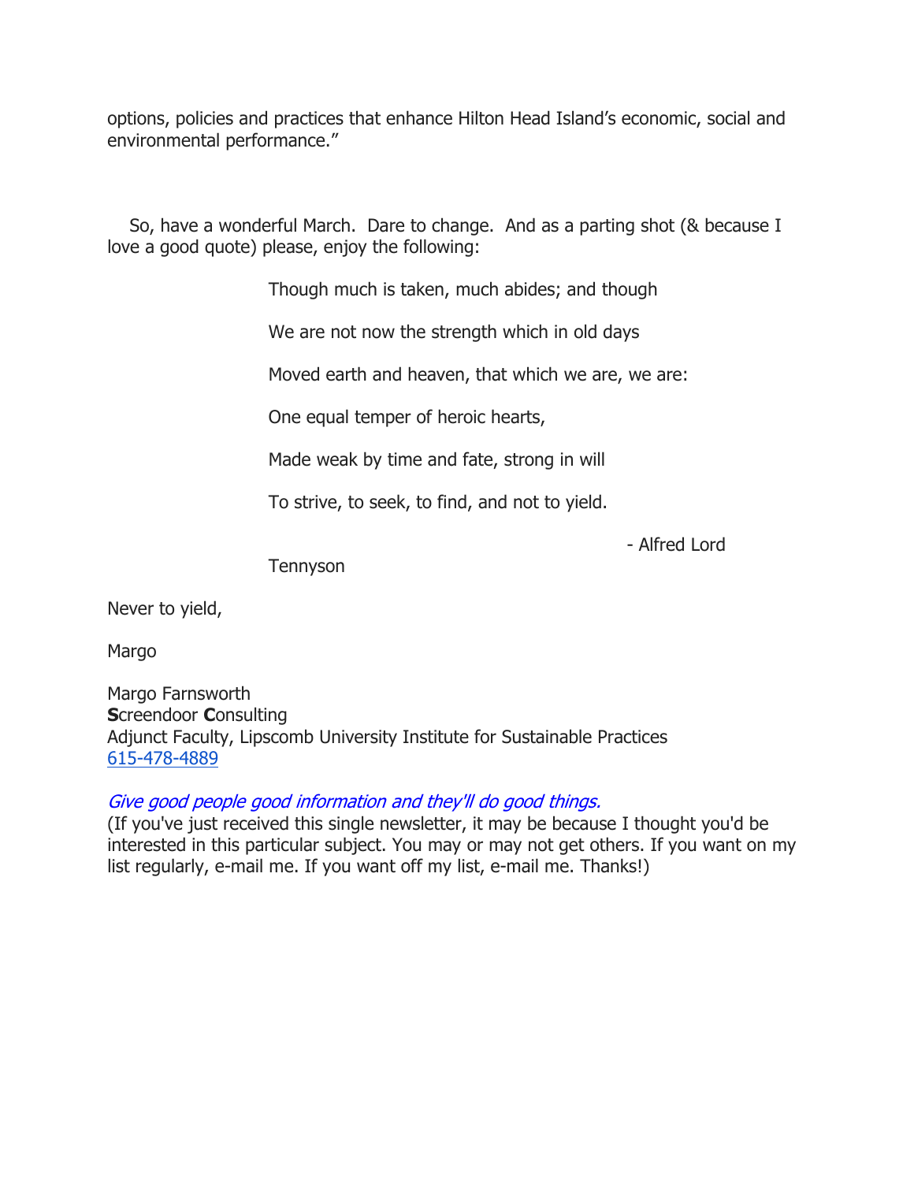options, policies and practices that enhance Hilton Head Island's economic, social and environmental performance."

So, have a wonderful March. Dare to change. And as a parting shot (& because I love a good quote) please, enjoy the following:

> Though much is taken, much abides; and though
>
> We are not now the strength which in old days
>
> Moved earth and heaven, that which we are, we are:
>
> One equal temper of heroic hearts,
>
> Made weak by time and fate, strong in will
>
> To strive, to seek, to find, and not to yield.
>
> \- Alfred Lord Tennyson

Never to yield,

Margo

Margo Farnsworth
**S**creendoor **C**onsulting
Adjunct Faculty, Lipscomb University Institute for Sustainable Practices
615-478-4889

*Give good people good information and they'll do good things.*
(If you've just received this single newsletter, it may be because I thought you'd be interested in this particular subject. You may or may not get others. If you want on my list regularly, e-mail me. If you want off my list, e-mail me. Thanks!)